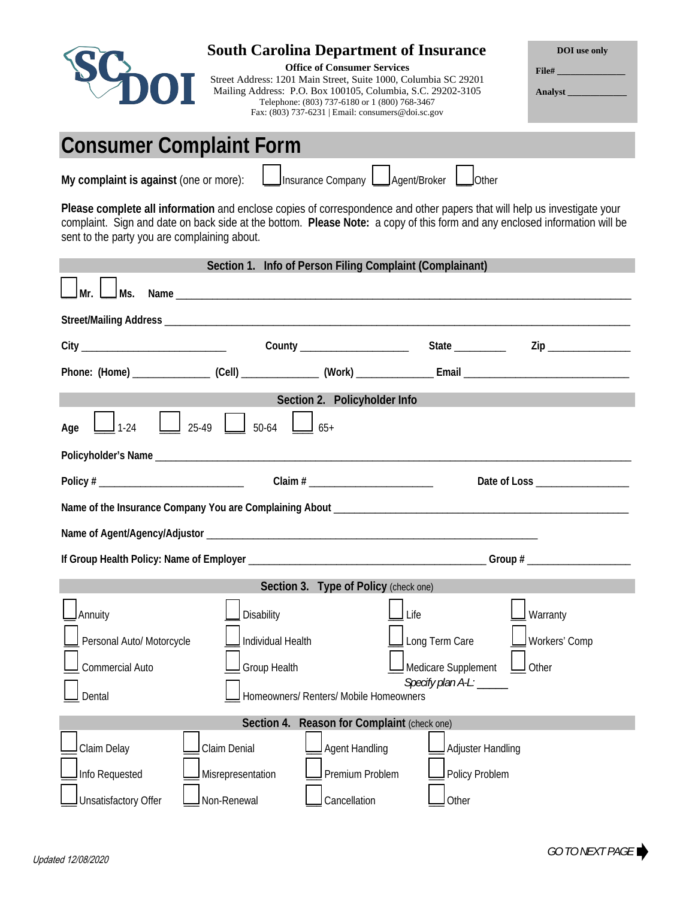**South Carolina Department of Insurance**

**Office of Consumer Services**
Street Address: 1201 Main Street, Suite 1000, Columbia SC 29201
Mailing Address: P.O. Box 100105, Columbia, S.C. 29202-3105
Telephone: (803) 737-6180 or 1 (800) 768-3467
Fax: (803) 737-6231 | Email: consumers@doi.sc.gov

**DOI use only**

**File#** _______________

**Analyst** _____________

# Consumer Complaint Form

**My complaint is against** (one or more): ☐ Insurance Company ☐ Agent/Broker ☐ Other

**Please complete all information** and enclose copies of correspondence and other papers that will help us investigate your complaint. Sign and date on back side at the bottom. **Please Note:** a copy of this form and any enclosed information will be sent to the party you are complaining about.

## Section 1. Info of Person Filing Complaint (Complainant)

☐ **Mr.** ☐ **Ms.** **Name** ____________________________________________

**Street/Mailing Address** ____________________________________________

**City** ____________________ **County** ____________________ **State** __________ **Zip** ______________

**Phone: (Home)** ______________ **(Cell)** ______________ **(Work)** ______________ **Email** ______________________

## Section 2. Policyholder Info

**Age** ☐ 1-24 ☐ 25-49 ☐ 50-64 ☐ 65+

**Policyholder's Name** ____________________________________________

**Policy #** ____________________ **Claim #** ____________________ **Date of Loss** ________________

**Name of the Insurance Company You are Complaining About** ____________________________________________

**Name of Agent/Agency/Adjuster** ____________________________________________

**If Group Health Policy: Name of Employer** ______________________________ **Group #** ________________

## Section 3. Type of Policy (check one)

| | | | |
|---|---|---|---|
| ☐ Annuity | ☐ Disability | ☐ Life | ☐ Warranty |
| ☐ Personal Auto/ Motorcycle | ☐ Individual Health | ☐ Long Term Care | ☐ Workers' Comp |
| ☐ Commercial Auto | ☐ Group Health | ☐ Medicare Supplement *Specify plan A-L:* ______ | ☐ Other |
| ☐ Dental | ☐ Homeowners/ Renters/ Mobile Homeowners | | |

## Section 4. Reason for Complaint (check one)

| | | | |
|---|---|---|---|
| ☐ Claim Delay | ☐ Claim Denial | ☐ Agent Handling | ☐ Adjuster Handling |
| ☐ Info Requested | ☐ Misrepresentation | ☐ Premium Problem | ☐ Policy Problem |
| ☐ Unsatisfactory Offer | ☐ Non-Renewal | ☐ Cancellation | ☐ Other |

*GO TO NEXT PAGE* ➡

*Updated 12/08/2020*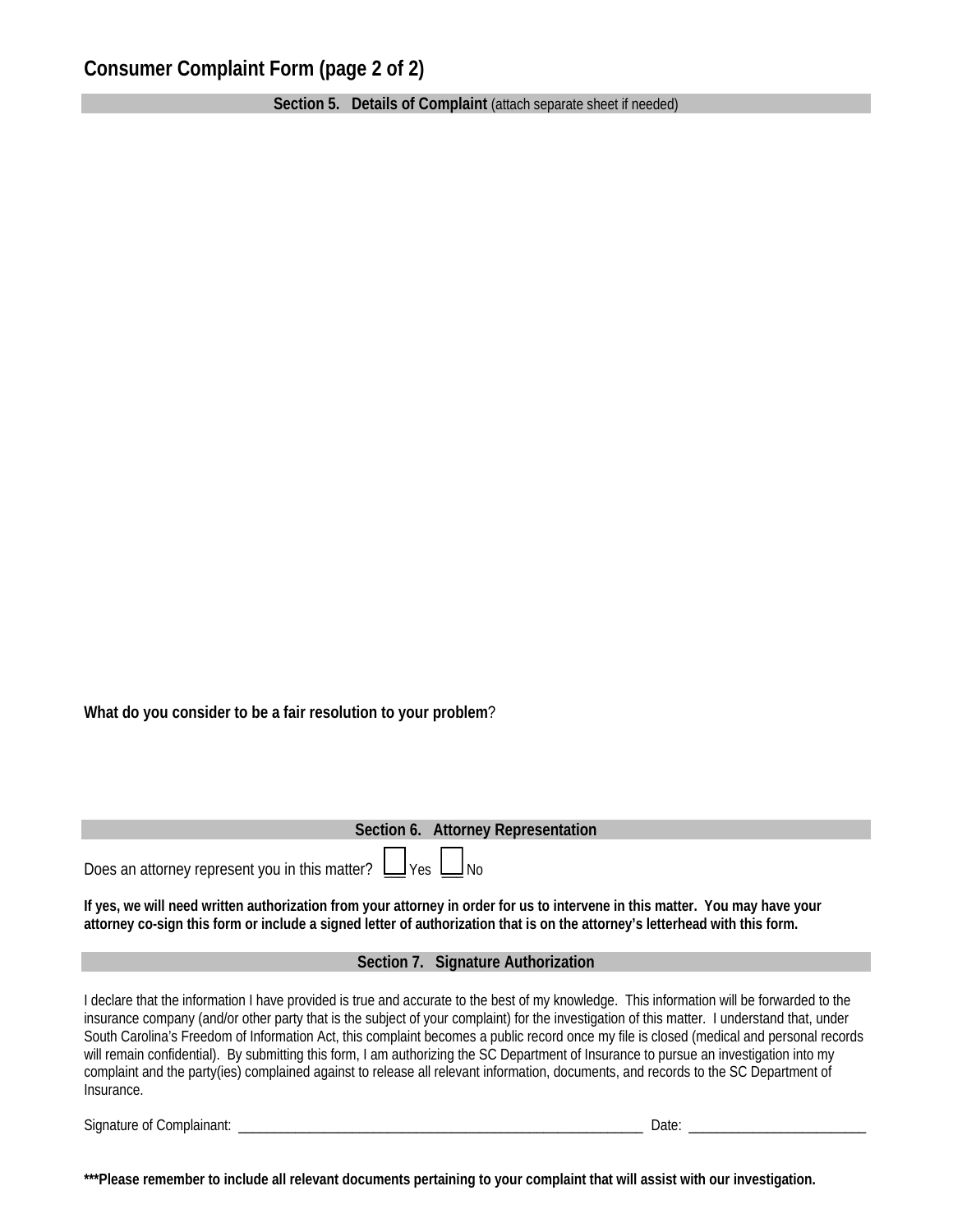# Consumer Complaint Form (page 2 of 2)

## Section 5. Details of Complaint (attach separate sheet if needed)

**What do you consider to be a fair resolution to your problem**?

## Section 6. Attorney Representation

Does an attorney represent you in this matter? ☐ Yes ☐ No

**If yes, we will need written authorization from your attorney in order for us to intervene in this matter. You may have your attorney co-sign this form or include a signed letter of authorization that is on the attorney's letterhead with this form.**

## Section 7. Signature Authorization

I declare that the information I have provided is true and accurate to the best of my knowledge. This information will be forwarded to the insurance company (and/or other party that is the subject of your complaint) for the investigation of this matter. I understand that, under South Carolina's Freedom of Information Act, this complaint becomes a public record once my file is closed (medical and personal records will remain confidential). By submitting this form, I am authorizing the SC Department of Insurance to pursue an investigation into my complaint and the party(ies) complained against to release all relevant information, documents, and records to the SC Department of Insurance.

Signature of Complainant: ____________________________________________________________ Date: __________________________

**\*\*\*Please remember to include all relevant documents pertaining to your complaint that will assist with our investigation.**